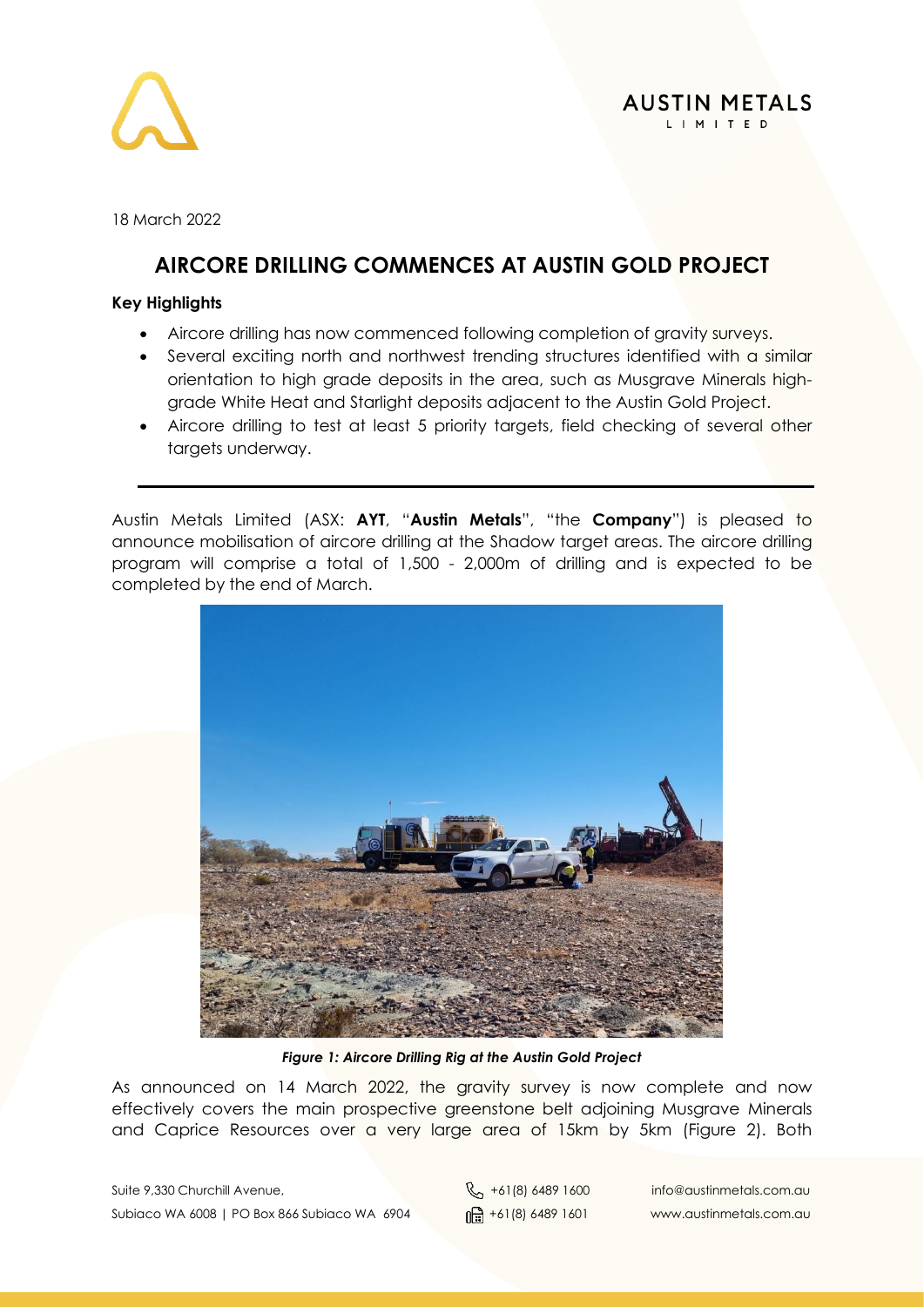18 March 2022

# AIRCORE DRILLING COMMENCES AT AUSTIN GOLD PROJECT

**Key Highlights**

- Aircore drilling has now commenced following completion of gravity surveys.
- Several exciting north and northwest trending structures identified with a similar orientation to high grade deposits in the area, such as Musgrave Minerals high-grade White Heat and Starlight deposits adjacent to the Austin Gold Project.
- Aircore drilling to test at least 5 priority targets, field checking of several other targets underway.

---

Austin Metals Limited (ASX: **AYT**, "**Austin Metals**", "the **Company**") is pleased to announce mobilisation of aircore drilling at the Shadow target areas. The aircore drilling program will comprise a total of 1,500 - 2,000m of drilling and is expected to be completed by the end of March.

***Figure 1: Aircore Drilling Rig at the Austin Gold Project***

As announced on 14 March 2022, the gravity survey is now complete and now effectively covers the main prospective greenstone belt adjoining Musgrave Minerals and Caprice Resources over a very large area of 15km by 5km (Figure 2). Both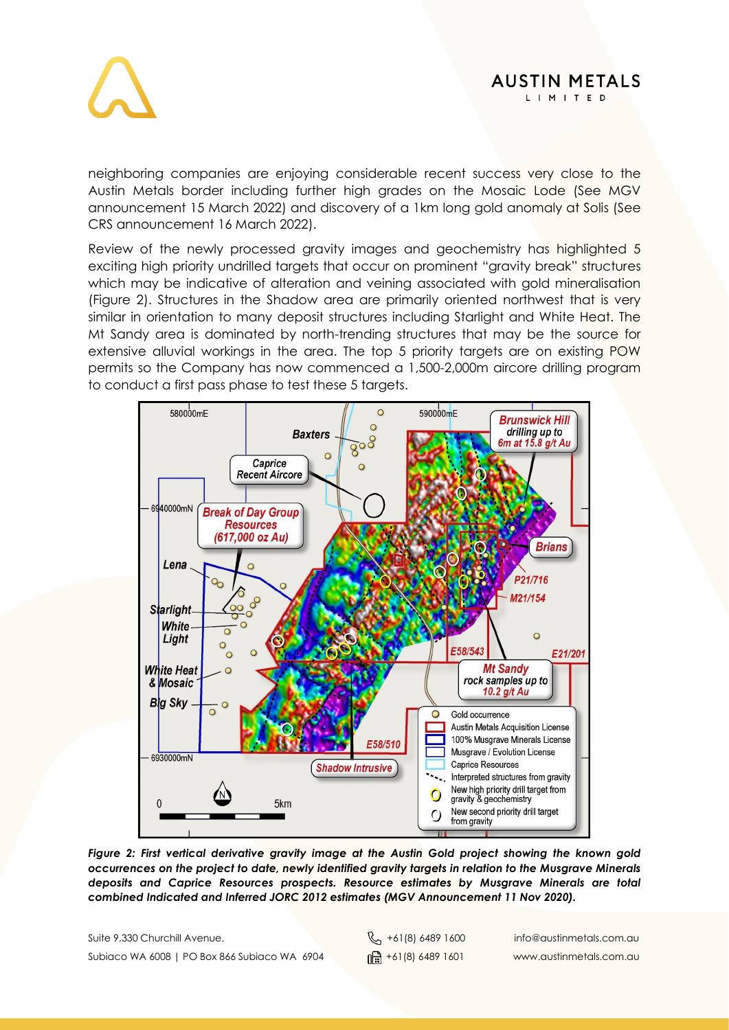neighboring companies are enjoying considerable recent success very close to the Austin Metals border including further high grades on the Mosaic Lode (See MGV announcement 15 March 2022) and discovery of a 1km long gold anomaly at Solis (See CRS announcement 16 March 2022).

Review of the newly processed gravity images and geochemistry has highlighted 5 exciting high priority undrilled targets that occur on prominent "gravity break" structures which may be indicative of alteration and veining associated with gold mineralisation (Figure 2). Structures in the Shadow area are primarily oriented northwest that is very similar in orientation to many deposit structures including Starlight and White Heat. The Mt Sandy area is dominated by north-trending structures that may be the source for extensive alluvial workings in the area. The top 5 priority targets are on existing POW permits so the Company has now commenced a 1,500-2,000m aircore drilling program to conduct a first pass phase to test these 5 targets.

***Figure 2: First vertical derivative gravity image at the Austin Gold project showing the known gold occurrences on the project to date, newly identified gravity targets in relation to the Musgrave Minerals deposits and Caprice Resources prospects. Resource estimates by Musgrave Minerals are total combined Indicated and Inferred JORC 2012 estimates (MGV Announcement 11 Nov 2020).***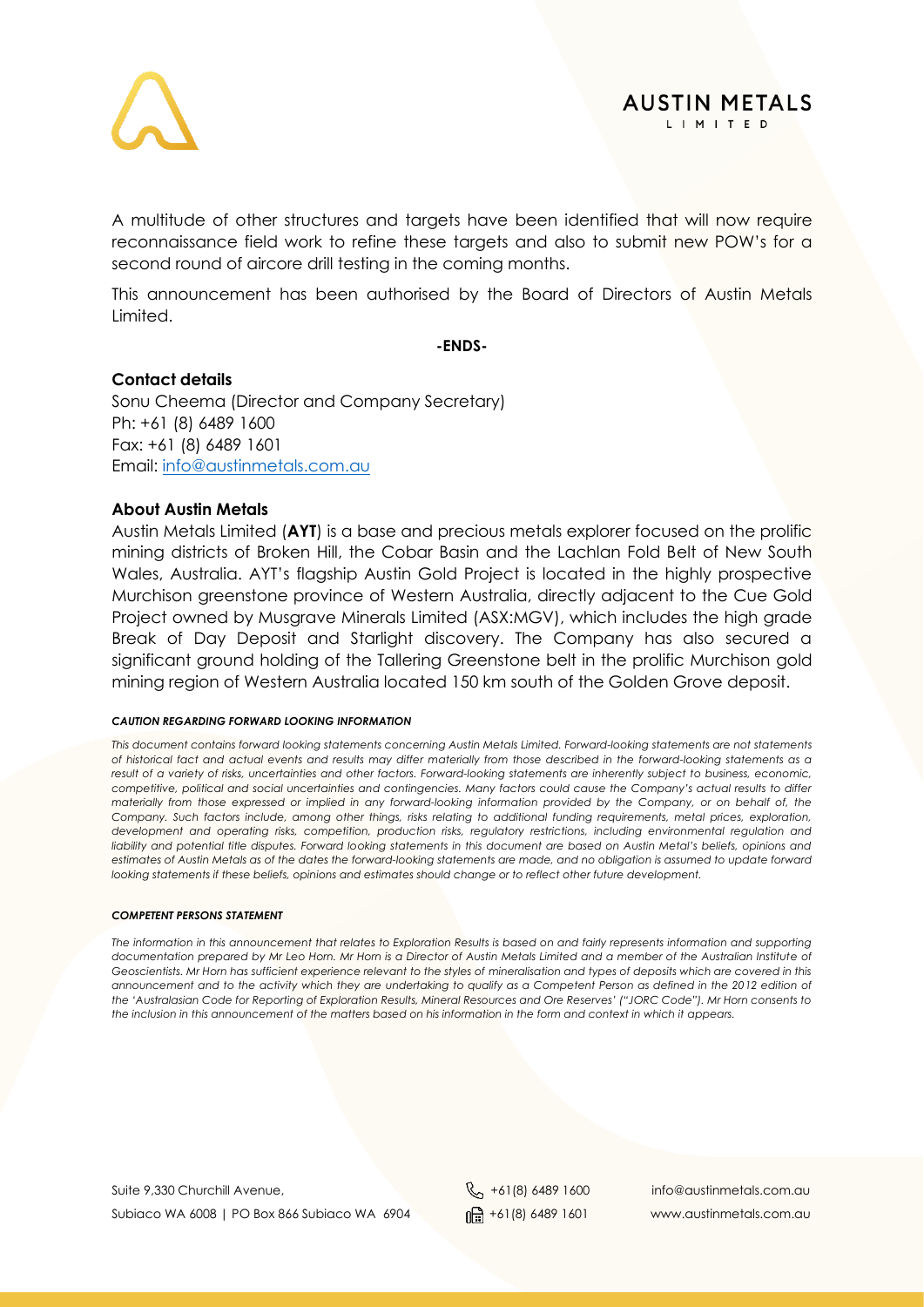A multitude of other structures and targets have been identified that will now require reconnaissance field work to refine these targets and also to submit new POW's for a second round of aircore drill testing in the coming months.

This announcement has been authorised by the Board of Directors of Austin Metals Limited.

**-ENDS-**

### Contact details

Sonu Cheema (Director and Company Secretary)
Ph: +61 (8) 6489 1600
Fax: +61 (8) 6489 1601
Email: info@austinmetals.com.au

### About Austin Metals

Austin Metals Limited (**AYT**) is a base and precious metals explorer focused on the prolific mining districts of Broken Hill, the Cobar Basin and the Lachlan Fold Belt of New South Wales, Australia. AYT's flagship Austin Gold Project is located in the highly prospective Murchison greenstone province of Western Australia, directly adjacent to the Cue Gold Project owned by Musgrave Minerals Limited (ASX:MGV), which includes the high grade Break of Day Deposit and Starlight discovery. The Company has also secured a significant ground holding of the Tallering Greenstone belt in the prolific Murchison gold mining region of Western Australia located 150 km south of the Golden Grove deposit.

***CAUTION REGARDING FORWARD LOOKING INFORMATION***

*This document contains forward looking statements concerning Austin Metals Limited. Forward-looking statements are not statements of historical fact and actual events and results may differ materially from those described in the forward-looking statements as a result of a variety of risks, uncertainties and other factors. Forward-looking statements are inherently subject to business, economic, competitive, political and social uncertainties and contingencies. Many factors could cause the Company's actual results to differ materially from those expressed or implied in any forward-looking information provided by the Company, or on behalf of, the Company. Such factors include, among other things, risks relating to additional funding requirements, metal prices, exploration, development and operating risks, competition, production risks, regulatory restrictions, including environmental regulation and liability and potential title disputes. Forward looking statements in this document are based on Austin Metal's beliefs, opinions and estimates of Austin Metals as of the dates the forward-looking statements are made, and no obligation is assumed to update forward looking statements if these beliefs, opinions and estimates should change or to reflect other future development.*

***COMPETENT PERSONS STATEMENT***

*The information in this announcement that relates to Exploration Results is based on and fairly represents information and supporting documentation prepared by Mr Leo Horn. Mr Horn is a Director of Austin Metals Limited and a member of the Australian Institute of Geoscientists. Mr Horn has sufficient experience relevant to the styles of mineralisation and types of deposits which are covered in this announcement and to the activity which they are undertaking to qualify as a Competent Person as defined in the 2012 edition of the 'Australasian Code for Reporting of Exploration Results, Mineral Resources and Ore Reserves' ("JORC Code"). Mr Horn consents to the inclusion in this announcement of the matters based on his information in the form and context in which it appears.*